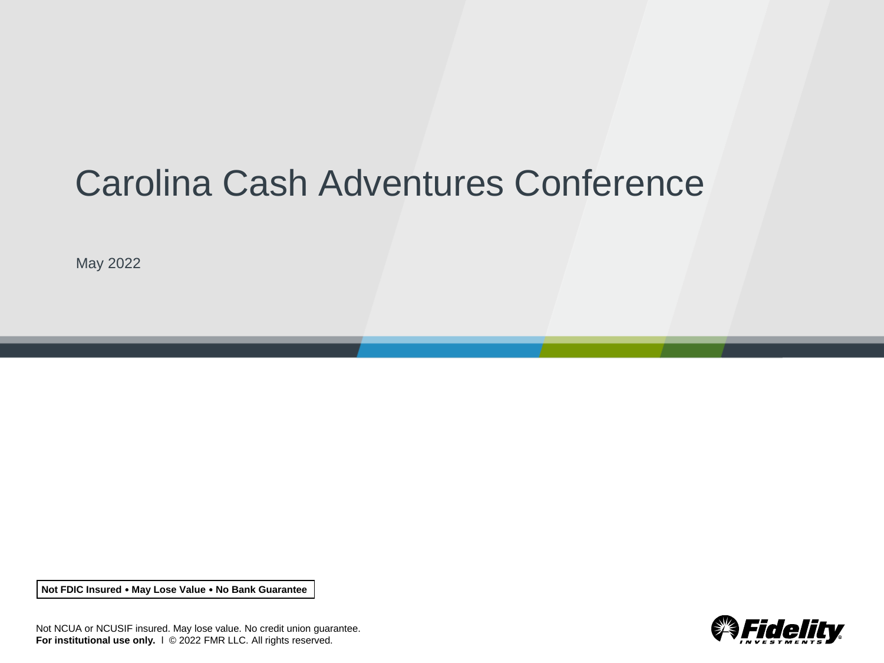# Carolina Cash Adventures Conference

May 2022

**Not FDIC Insured • May Lose Value • No Bank Guarantee**

Not NCUA or NCUSIF insured. May lose value. No credit union guarantee.
**For institutional use only.** I © 2022 FMR LLC. All rights reserved.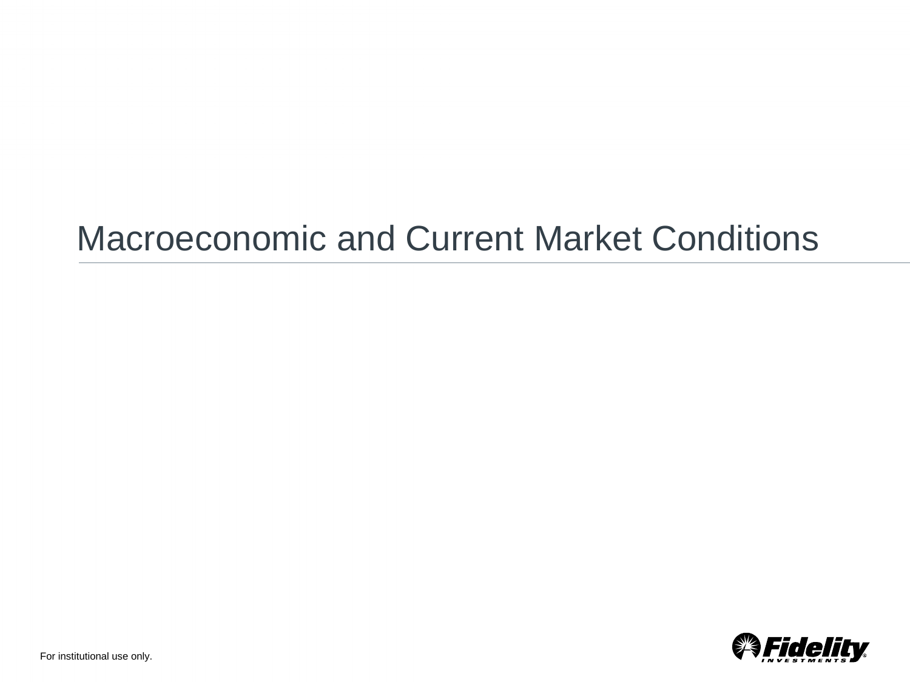# Macroeconomic and Current Market Conditions

For institutional use only.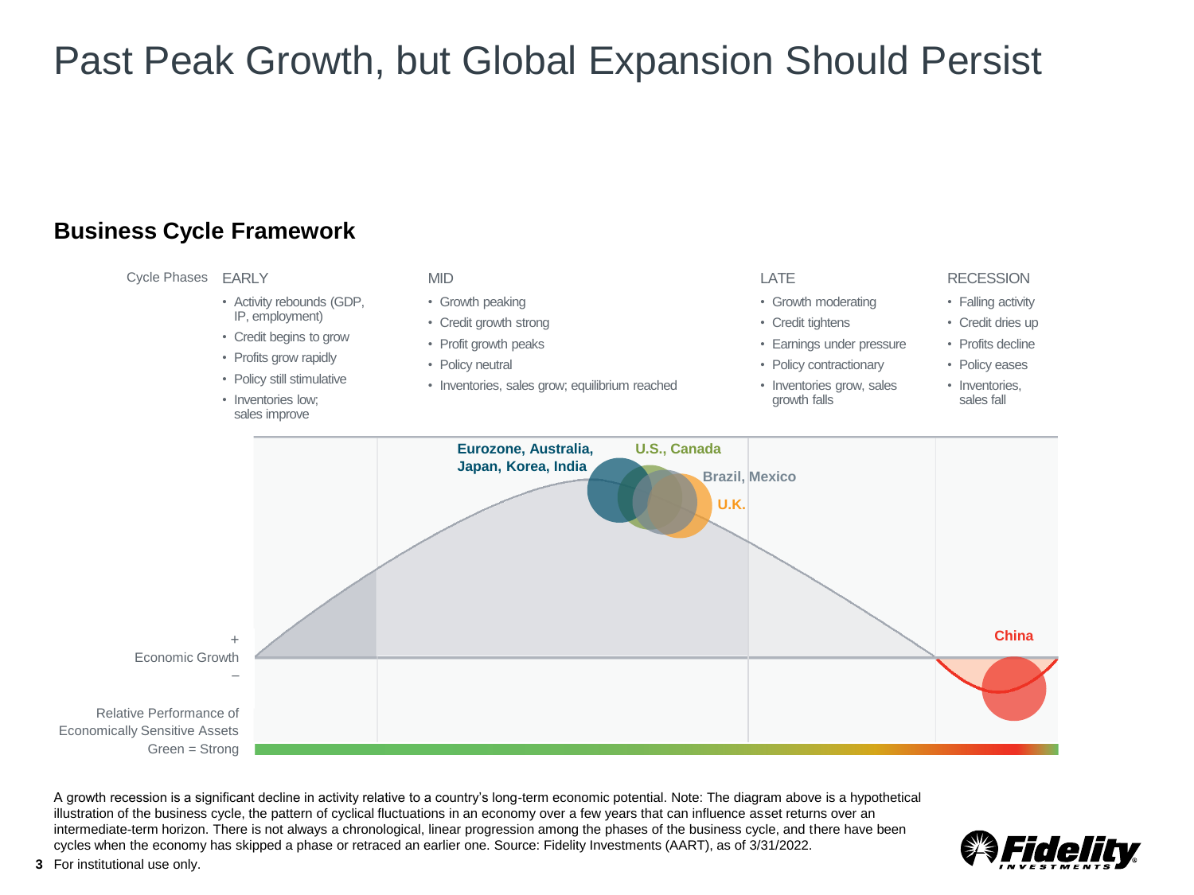# Past Peak Growth, but Global Expansion Should Persist

## Business Cycle Framework

Cycle Phases

| EARLY | MID | LATE | RECESSION |
|---|---|---|---|
| • Activity rebounds (GDP, IP, employment) | • Growth peaking | • Growth moderating | • Falling activity |
| • Credit begins to grow | • Credit growth strong | • Credit tightens | • Credit dries up |
| • Profits grow rapidly | • Profit growth peaks | • Earnings under pressure | • Profits decline |
| • Policy still stimulative | • Policy neutral | • Policy contractionary | • Policy eases |
| • Inventories low; sales improve | • Inventories, sales grow; equilibrium reached | • Inventories grow, sales growth falls | • Inventories, sales fall |

Eurozone, Australia, Japan, Korea, India

U.S., Canada

Brazil, Mexico

U.K.

China

+
Economic Growth
–

Relative Performance of Economically Sensitive Assets
Green = Strong

A growth recession is a significant decline in activity relative to a country's long-term economic potential. Note: The diagram above is a hypothetical illustration of the business cycle, the pattern of cyclical fluctuations in an economy over a few years that can influence asset returns over an intermediate-term horizon. There is not always a chronological, linear progression among the phases of the business cycle, and there have been cycles when the economy has skipped a phase or retraced an earlier one. Source: Fidelity Investments (AART), as of 3/31/2022.

For institutional use only.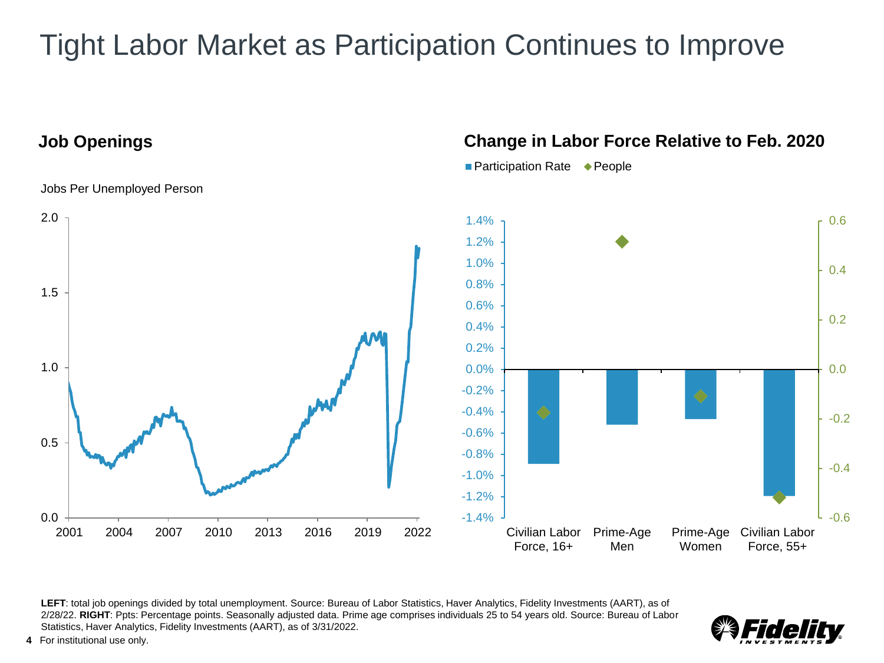# Tight Labor Market as Participation Continues to Improve

## Job Openings

Jobs Per Unemployed Person

## Change in Labor Force Relative to Feb. 2020

Participation Rate ◆ People

| | Participation Rate | People |
|---|---|---|
| Civilian Labor Force, 16+ | -0.9% | -0.17 |
| Prime-Age Men | -0.5% | 0.52 |
| Prime-Age Women | -0.5% | -0.11 |
| Civilian Labor Force, 55+ | -1.2% | -0.52 |

**LEFT**: total job openings divided by total unemployment. Source: Bureau of Labor Statistics, Haver Analytics, Fidelity Investments (AART), as of 2/28/22. **RIGHT**: Ppts: Percentage points. Seasonally adjusted data. Prime age comprises individuals 25 to 54 years old. Source: Bureau of Labor Statistics, Haver Analytics, Fidelity Investments (AART), as of 3/31/2022.

For institutional use only.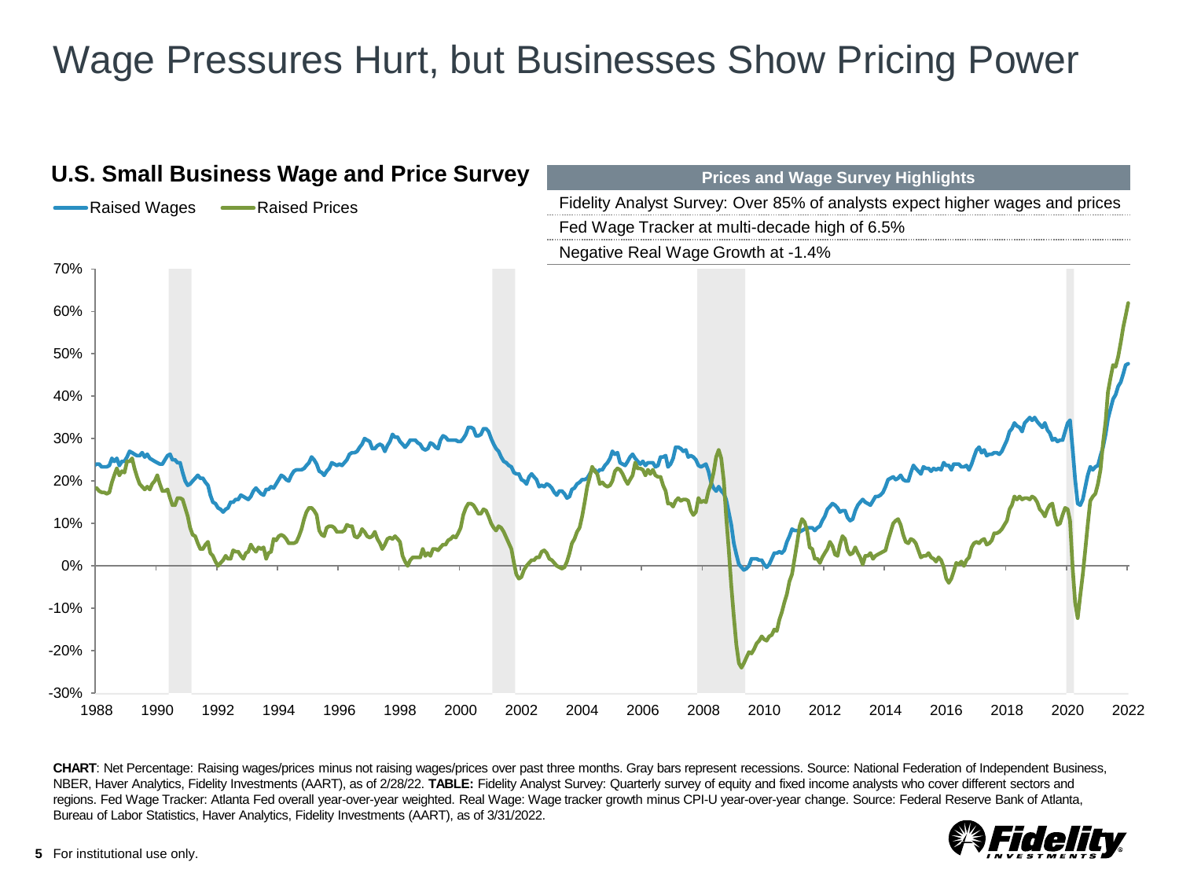# Wage Pressures Hurt, but Businesses Show Pricing Power

## U.S. Small Business Wage and Price Survey

Raised Wages — Raised Prices

| Prices and Wage Survey Highlights |
| --- |
| Fidelity Analyst Survey: Over 85% of analysts expect higher wages and prices |
| Fed Wage Tracker at multi-decade high of 6.5% |
| Negative Real Wage Growth at -1.4% |

**CHART**: Net Percentage: Raising wages/prices minus not raising wages/prices over past three months. Gray bars represent recessions. Source: National Federation of Independent Business, NBER, Haver Analytics, Fidelity Investments (AART), as of 2/28/22. **TABLE:** Fidelity Analyst Survey: Quarterly survey of equity and fixed income analysts who cover different sectors and regions. Fed Wage Tracker: Atlanta Fed overall year-over-year weighted. Real Wage: Wage tracker growth minus CPI-U year-over-year change. Source: Federal Reserve Bank of Atlanta, Bureau of Labor Statistics, Haver Analytics, Fidelity Investments (AART), as of 3/31/2022.

For institutional use only.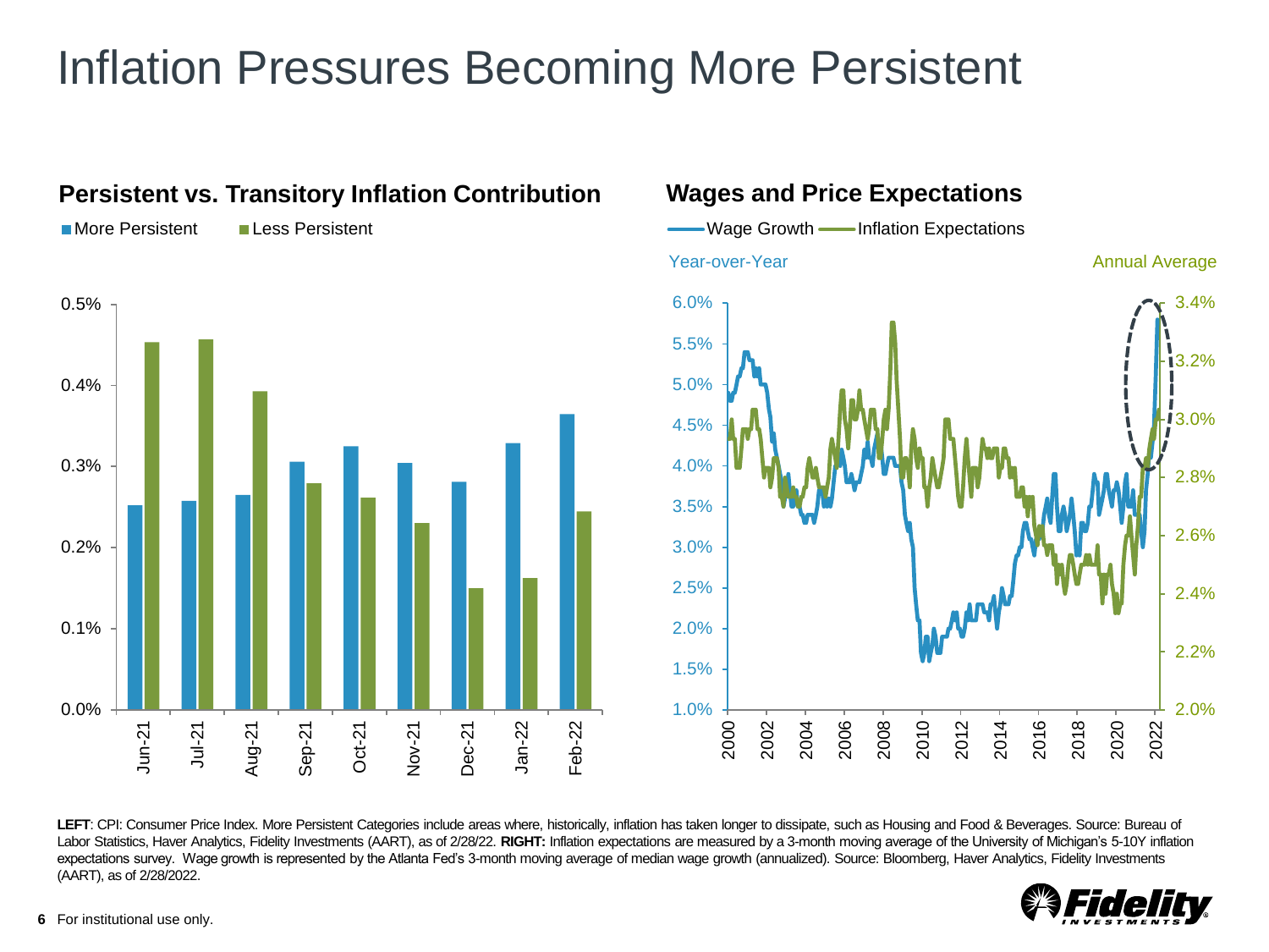# Inflation Pressures Becoming More Persistent

## Persistent vs. Transitory Inflation Contribution

■ More Persistent ■ Less Persistent

0.5%
0.4%
0.3%
0.2%
0.1%
0.0%

Jun-21 Jul-21 Aug-21 Sep-21 Oct-21 Nov-21 Dec-21 Jan-22 Feb-22

## Wages and Price Expectations

— Wage Growth — Inflation Expectations

Year-over-Year | Annual Average

6.0% 5.5% 5.0% 4.5% 4.0% 3.5% 3.0% 2.5% 2.0% 1.5% 1.0%

3.4% 3.2% 3.0% 2.8% 2.6% 2.4% 2.2% 2.0%

2000 2002 2004 2006 2008 2010 2012 2014 2016 2018 2020 2022

**LEFT**: CPI: Consumer Price Index. More Persistent Categories include areas where, historically, inflation has taken longer to dissipate, such as Housing and Food & Beverages. Source: Bureau of Labor Statistics, Haver Analytics, Fidelity Investments (AART), as of 2/28/22. **RIGHT:** Inflation expectations are measured by a 3-month moving average of the University of Michigan's 5-10Y inflation expectations survey. Wage growth is represented by the Atlanta Fed's 3-month moving average of median wage growth (annualized). Source: Bloomberg, Haver Analytics, Fidelity Investments (AART), as of 2/28/2022.

For institutional use only.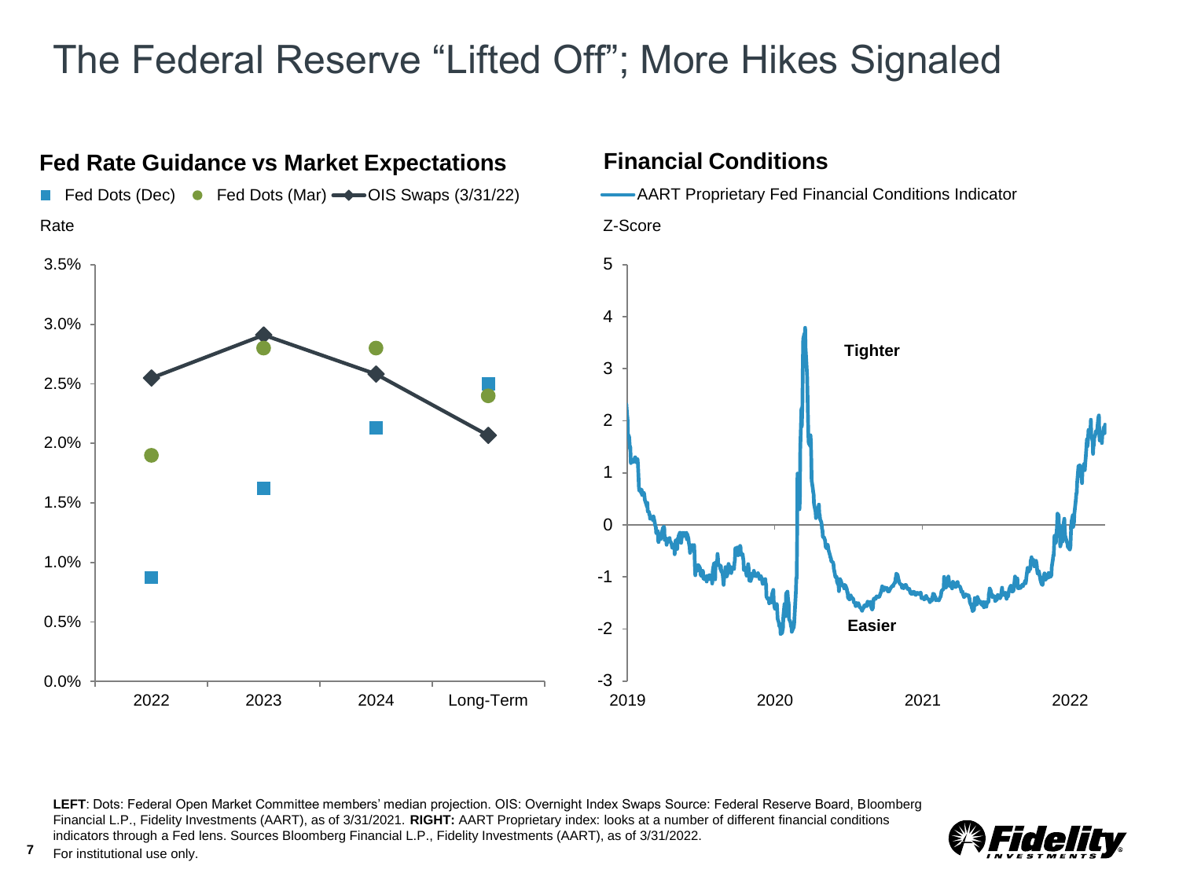# The Federal Reserve "Lifted Off"; More Hikes Signaled

## Fed Rate Guidance vs Market Expectations

Fed Dots (Dec) | Fed Dots (Mar) | OIS Swaps (3/31/22)

Rate

| | 2022 | 2023 | 2024 | Long-Term |
|---|---|---|---|---|
| Fed Dots (Dec) | ~0.9% | ~1.6% | ~2.1% | ~2.5% |
| Fed Dots (Mar) | ~1.9% | ~2.8% | ~2.8% | ~2.4% |
| OIS Swaps (3/31/22) | ~2.55% | ~2.9% | ~2.6% | ~2.05% |

## Financial Conditions

AART Proprietary Fed Financial Conditions Indicator

Z-Score

Tighter

Easier

2019 | 2020 | 2021 | 2022

**LEFT**: Dots: Federal Open Market Committee members' median projection. OIS: Overnight Index Swaps Source: Federal Reserve Board, Bloomberg Financial L.P., Fidelity Investments (AART), as of 3/31/2021. **RIGHT:** AART Proprietary index: looks at a number of different financial conditions indicators through a Fed lens. Sources Bloomberg Financial L.P., Fidelity Investments (AART), as of 3/31/2022.

For institutional use only.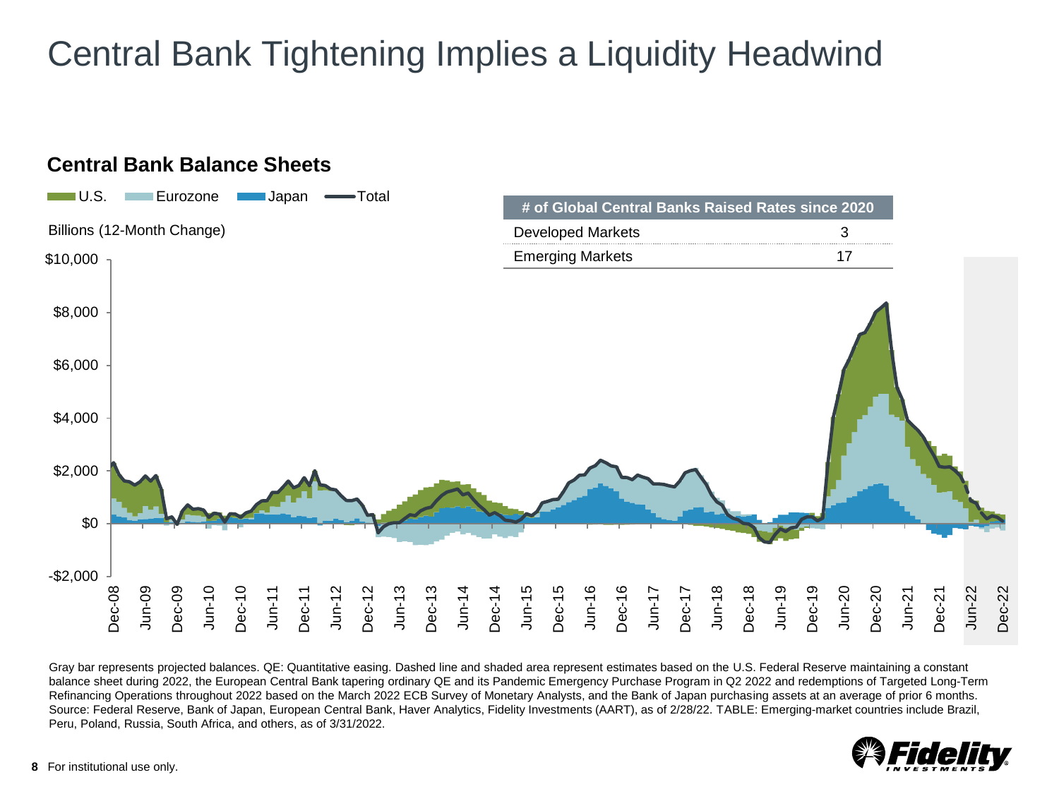# Central Bank Tightening Implies a Liquidity Headwind

## Central Bank Balance Sheets

U.S. | Eurozone | Japan | Total

Billions (12-Month Change)

| # of Global Central Banks Raised Rates since 2020 | |
|---|---|
| Developed Markets | 3 |
| Emerging Markets | 17 |

Gray bar represents projected balances. QE: Quantitative easing. Dashed line and shaded area represent estimates based on the U.S. Federal Reserve maintaining a constant balance sheet during 2022, the European Central Bank tapering ordinary QE and its Pandemic Emergency Purchase Program in Q2 2022 and redemptions of Targeted Long-Term Refinancing Operations throughout 2022 based on the March 2022 ECB Survey of Monetary Analysts, and the Bank of Japan purchasing assets at an average of prior 6 months. Source: Federal Reserve, Bank of Japan, European Central Bank, Haver Analytics, Fidelity Investments (AART), as of 2/28/22. TABLE: Emerging-market countries include Brazil, Peru, Poland, Russia, South Africa, and others, as of 3/31/2022.

For institutional use only.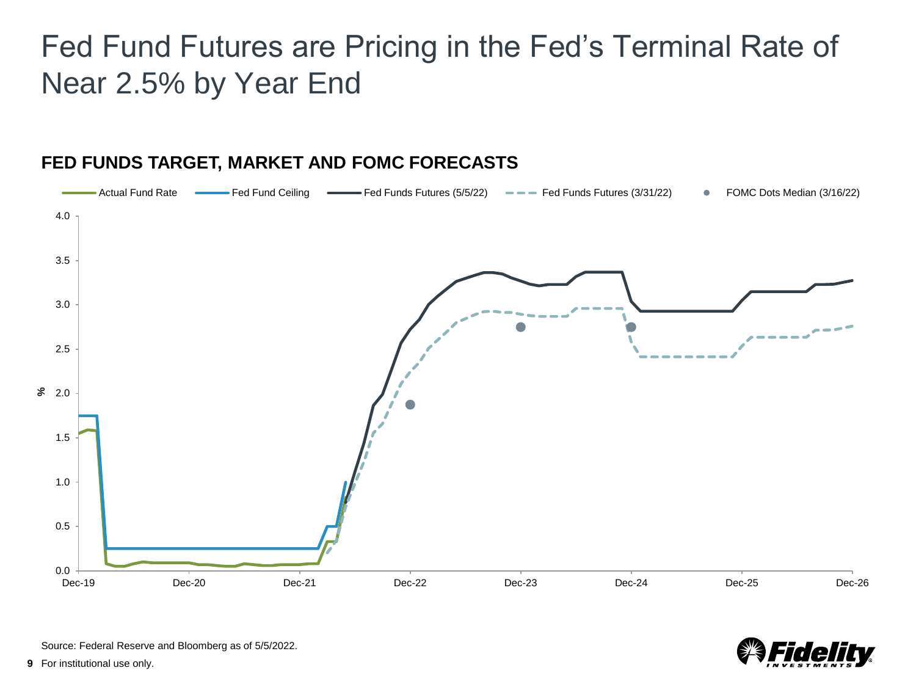# Fed Fund Futures are Pricing in the Fed's Terminal Rate of Near 2.5% by Year End

## FED FUNDS TARGET, MARKET AND FOMC FORECASTS

Actual Fund Rate | Fed Fund Ceiling | Fed Funds Futures (5/5/22) | Fed Funds Futures (3/31/22) | FOMC Dots Median (3/16/22)

Source: Federal Reserve and Bloomberg as of 5/5/2022.

For institutional use only.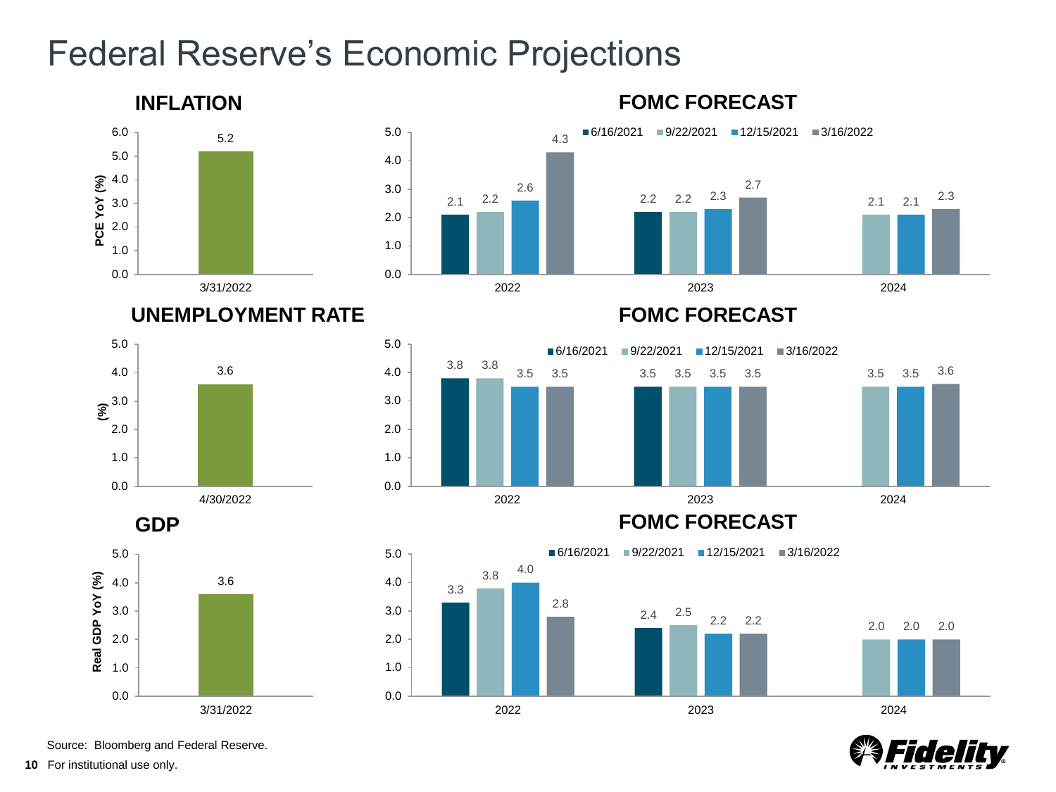# Federal Reserve's Economic Projections

## INFLATION

| PCE YoY (%) | 3/31/2022 |
|---|---|
| Value | 5.2 |

## FOMC FORECAST

| | 6/16/2021 | 9/22/2021 | 12/15/2021 | 3/16/2022 |
|---|---|---|---|---|
| 2022 | 2.1 | 2.2 | 2.6 | 4.3 |
| 2023 | 2.2 | 2.2 | 2.3 | 2.7 |
| 2024 | | 2.1 | 2.1 | 2.3 |

## UNEMPLOYMENT RATE

| (%) | 4/30/2022 |
|---|---|
| Value | 3.6 |

## FOMC FORECAST

| | 6/16/2021 | 9/22/2021 | 12/15/2021 | 3/16/2022 |
|---|---|---|---|---|
| 2022 | 3.8 | 3.8 | 3.5 | 3.5 |
| 2023 | 3.5 | 3.5 | 3.5 | 3.5 |
| 2024 | | 3.5 | 3.5 | 3.6 |

## GDP

| Real GDP YoY (%) | 3/31/2022 |
|---|---|
| Value | 3.6 |

## FOMC FORECAST

| | 6/16/2021 | 9/22/2021 | 12/15/2021 | 3/16/2022 |
|---|---|---|---|---|
| 2022 | 3.3 | 3.8 | 4.0 | 2.8 |
| 2023 | 2.4 | 2.5 | 2.2 | 2.2 |
| 2024 | | 2.0 | 2.0 | 2.0 |

Source: Bloomberg and Federal Reserve.

For institutional use only.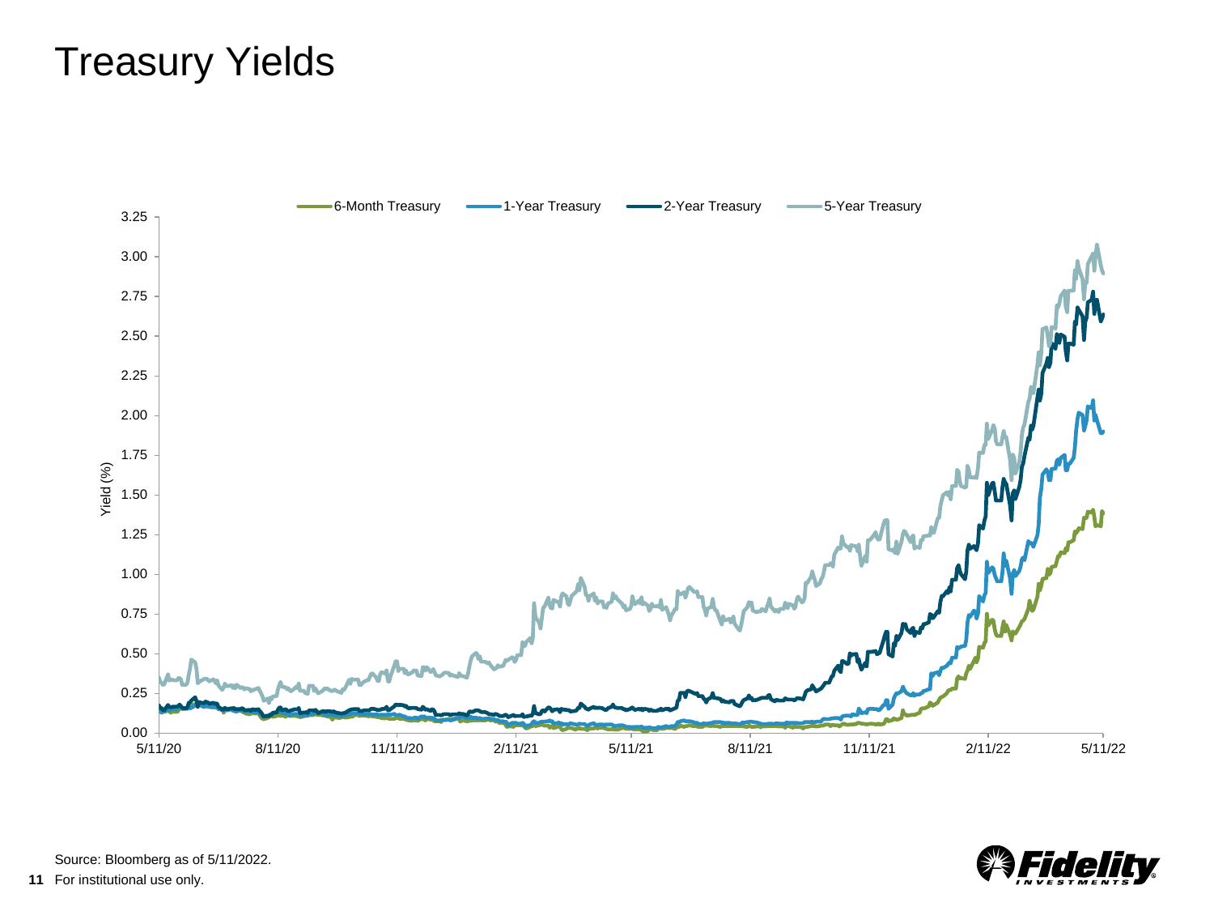# Treasury Yields

Source: Bloomberg as of 5/11/2022.

For institutional use only.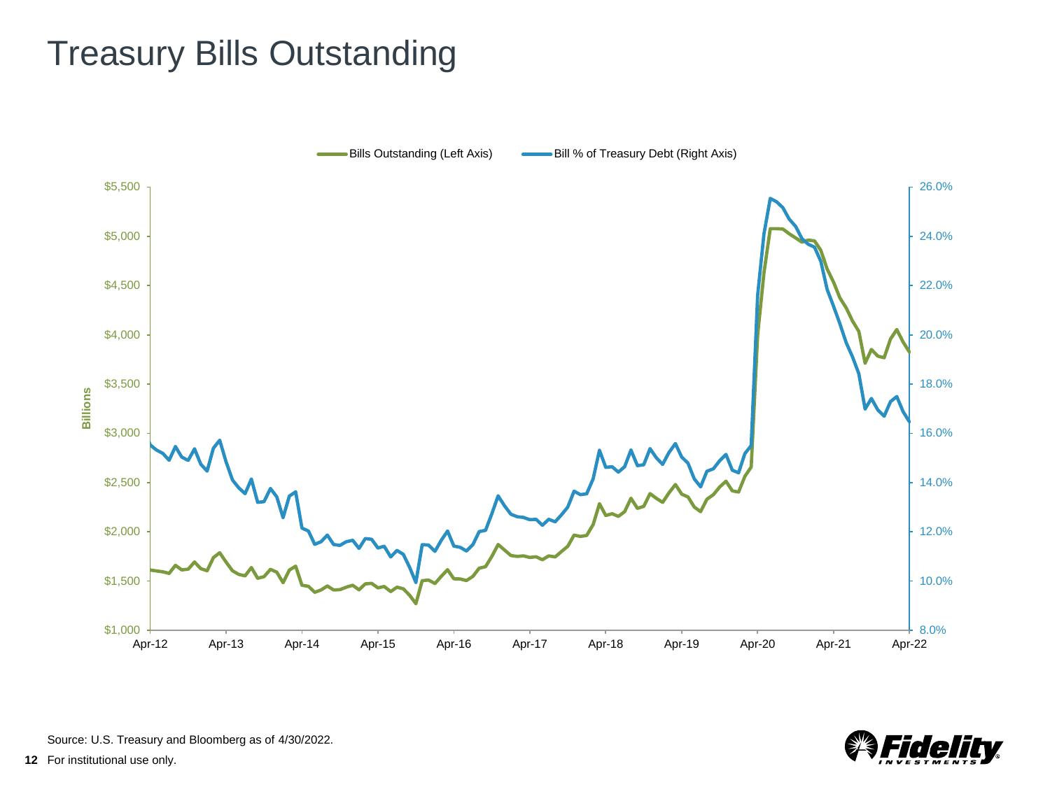# Treasury Bills Outstanding

Source: U.S. Treasury and Bloomberg as of 4/30/2022.

For institutional use only.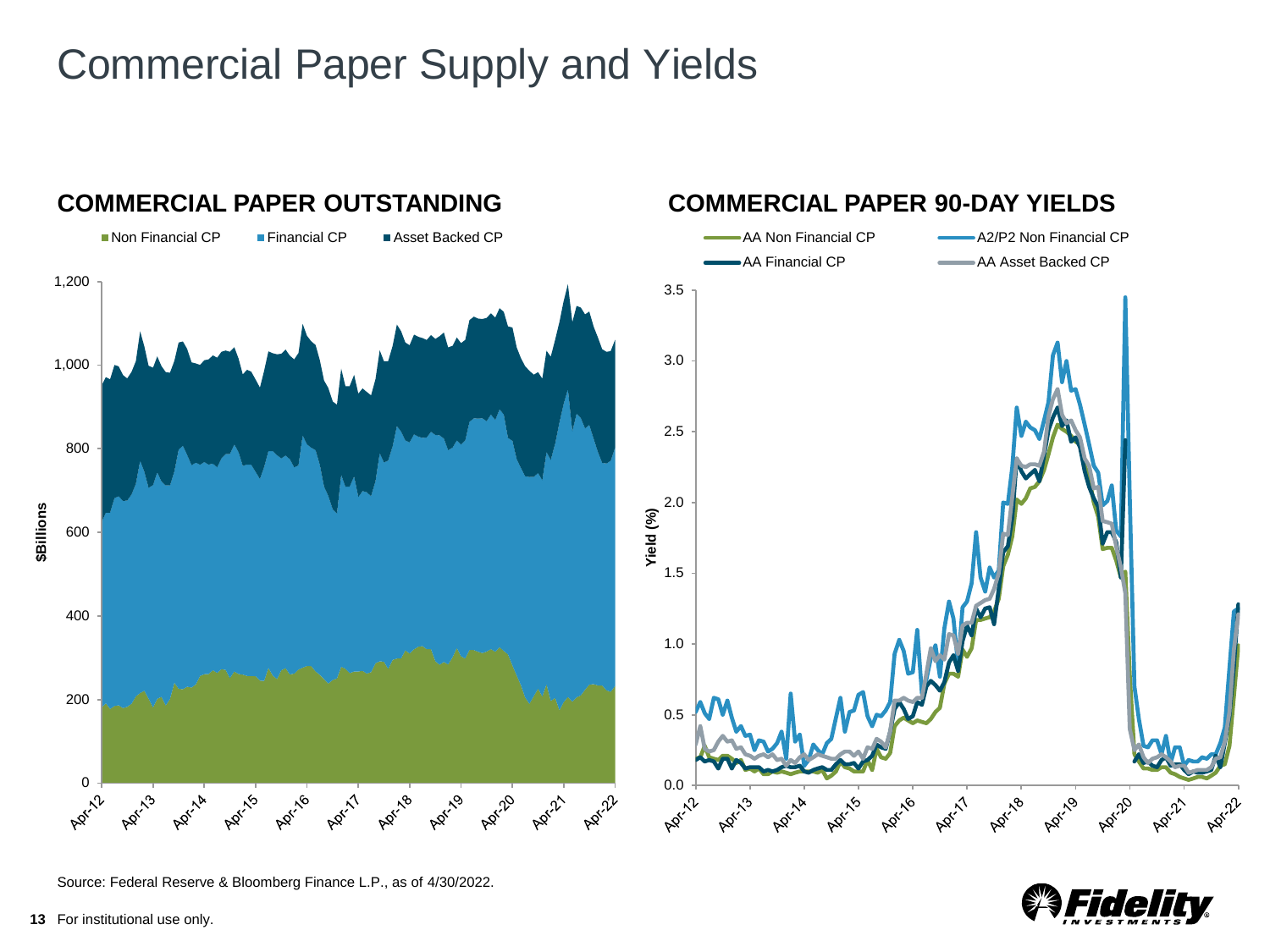# Commercial Paper Supply and Yields

## COMMERCIAL PAPER OUTSTANDING

Non Financial CP | Financial CP | Asset Backed CP

$Billions

## COMMERCIAL PAPER 90-DAY YIELDS

AA Non Financial CP | A2/P2 Non Financial CP | AA Financial CP | AA Asset Backed CP

Yield (%)

Source: Federal Reserve & Bloomberg Finance L.P., as of 4/30/2022.

For institutional use only.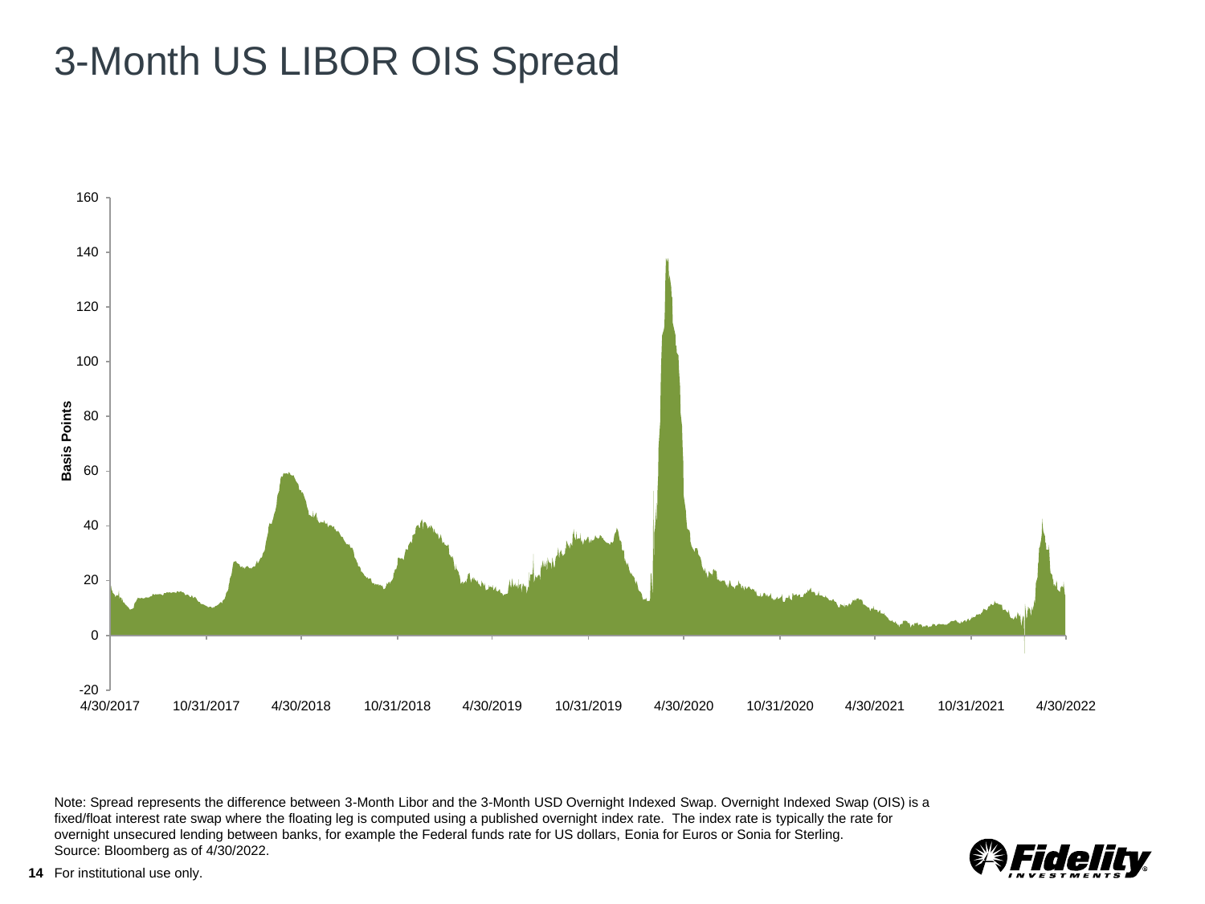# 3-Month US LIBOR OIS Spread

Note: Spread represents the difference between 3-Month Libor and the 3-Month USD Overnight Indexed Swap. Overnight Indexed Swap (OIS) is a fixed/float interest rate swap where the floating leg is computed using a published overnight index rate. The index rate is typically the rate for overnight unsecured lending between banks, for example the Federal funds rate for US dollars, Eonia for Euros or Sonia for Sterling.
Source: Bloomberg as of 4/30/2022.

For institutional use only.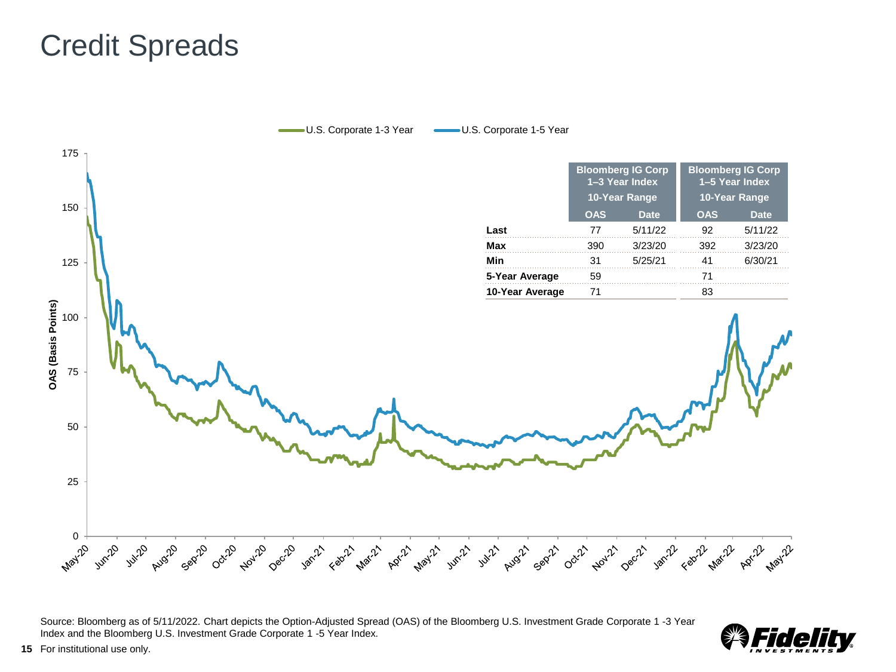# Credit Spreads

| | Bloomberg IG Corp 1–3 Year Index 10-Year Range | | Bloomberg IG Corp 1–5 Year Index 10-Year Range | |
|---|---|---|---|---|
| | OAS | Date | OAS | Date |
| Last | 77 | 5/11/22 | 92 | 5/11/22 |
| Max | 390 | 3/23/20 | 392 | 3/23/20 |
| Min | 31 | 5/25/21 | 41 | 6/30/21 |
| 5-Year Average | 59 | | 71 | |
| 10-Year Average | 71 | | 83 | |

Source: Bloomberg as of 5/11/2022. Chart depicts the Option-Adjusted Spread (OAS) of the Bloomberg U.S. Investment Grade Corporate 1 -3 Year Index and the Bloomberg U.S. Investment Grade Corporate 1 -5 Year Index.

For institutional use only.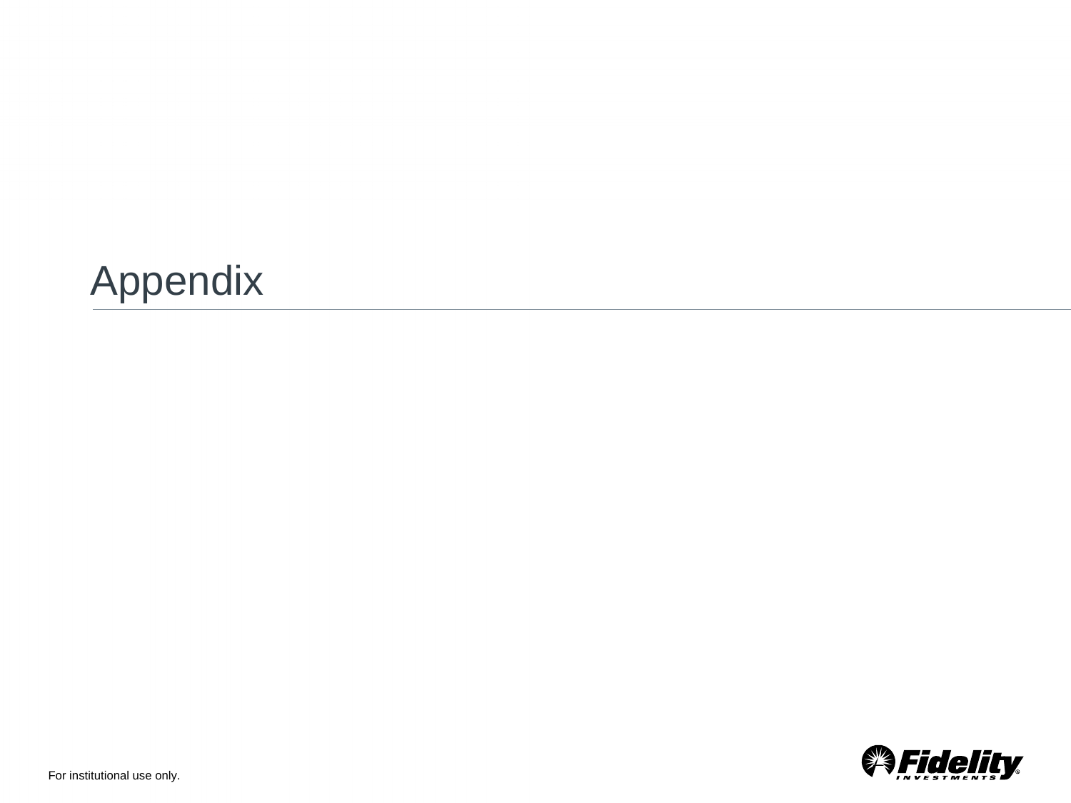# Appendix

For institutional use only.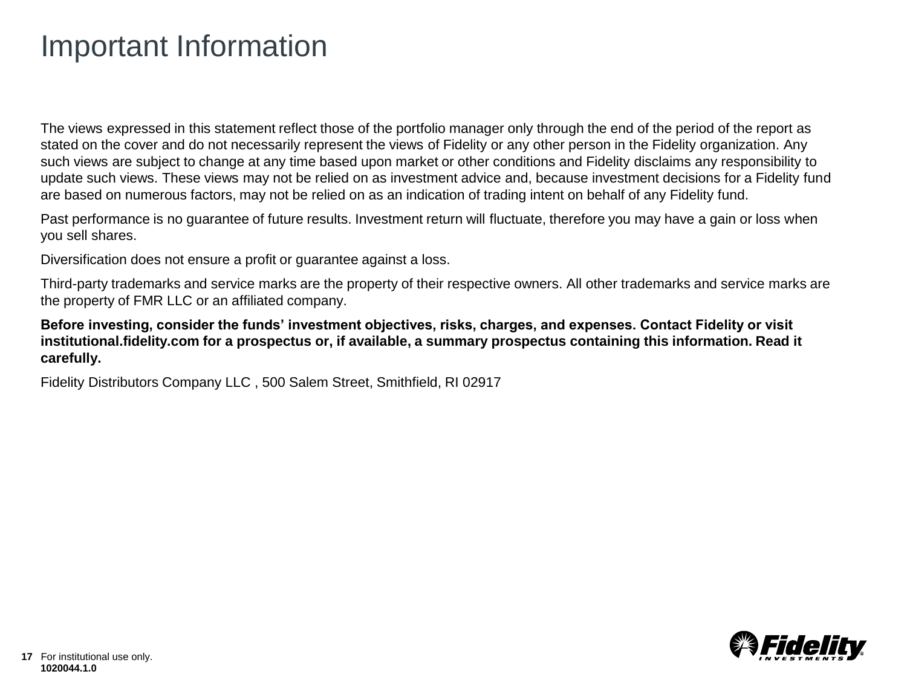# Important Information

The views expressed in this statement reflect those of the portfolio manager only through the end of the period of the report as stated on the cover and do not necessarily represent the views of Fidelity or any other person in the Fidelity organization. Any such views are subject to change at any time based upon market or other conditions and Fidelity disclaims any responsibility to update such views. These views may not be relied on as investment advice and, because investment decisions for a Fidelity fund are based on numerous factors, may not be relied on as an indication of trading intent on behalf of any Fidelity fund.

Past performance is no guarantee of future results. Investment return will fluctuate, therefore you may have a gain or loss when you sell shares.

Diversification does not ensure a profit or guarantee against a loss.

Third-party trademarks and service marks are the property of their respective owners. All other trademarks and service marks are the property of FMR LLC or an affiliated company.

**Before investing, consider the funds' investment objectives, risks, charges, and expenses. Contact Fidelity or visit institutional.fidelity.com for a prospectus or, if available, a summary prospectus containing this information. Read it carefully.**

Fidelity Distributors Company LLC , 500 Salem Street, Smithfield, RI 02917

For institutional use only.
**1020044.1.0**